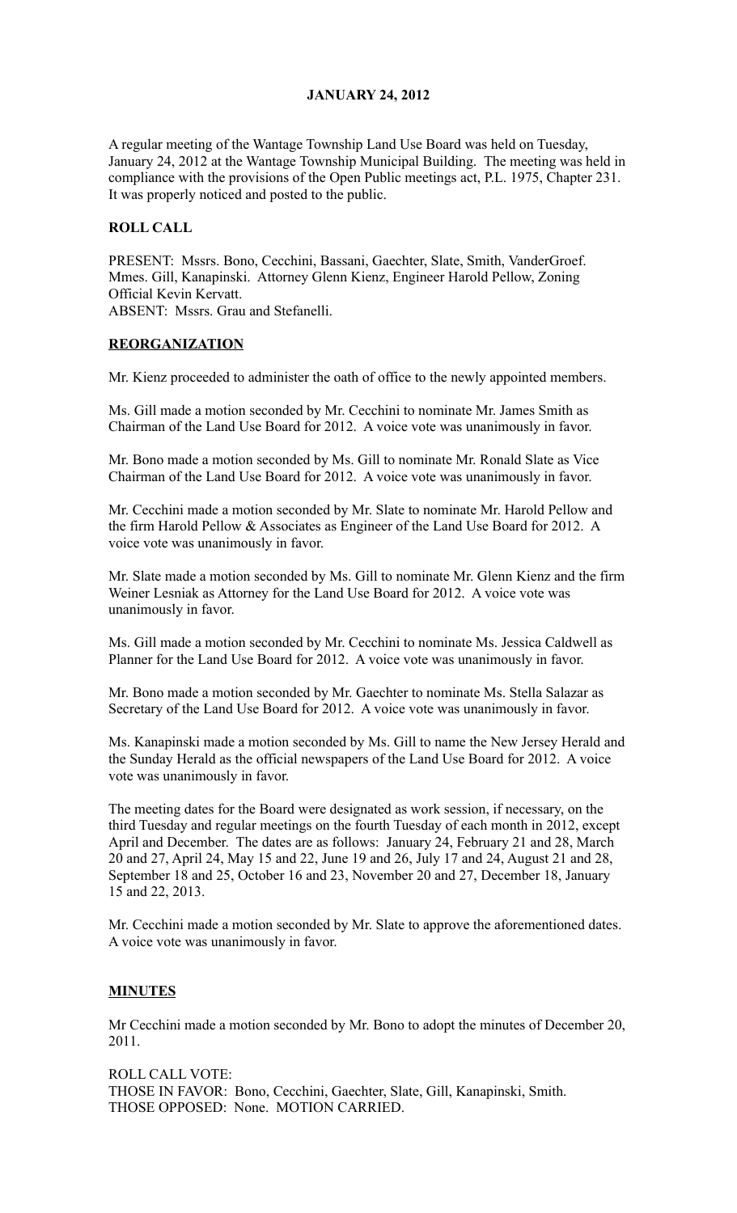**JANUARY 24, 2012**

A regular meeting of the Wantage Township Land Use Board was held on Tuesday, January 24, 2012 at the Wantage Township Municipal Building. The meeting was held in compliance with the provisions of the Open Public meetings act, P.L. 1975, Chapter 231. It was properly noticed and posted to the public.

**ROLL CALL**

PRESENT: Mssrs. Bono, Cecchini, Bassani, Gaechter, Slate, Smith, VanderGroef. Mmes. Gill, Kanapinski. Attorney Glenn Kienz, Engineer Harold Pellow, Zoning Official Kevin Kervatt.
ABSENT: Mssrs. Grau and Stefanelli.

**REORGANIZATION**

Mr. Kienz proceeded to administer the oath of office to the newly appointed members.

Ms. Gill made a motion seconded by Mr. Cecchini to nominate Mr. James Smith as Chairman of the Land Use Board for 2012. A voice vote was unanimously in favor.

Mr. Bono made a motion seconded by Ms. Gill to nominate Mr. Ronald Slate as Vice Chairman of the Land Use Board for 2012. A voice vote was unanimously in favor.

Mr. Cecchini made a motion seconded by Mr. Slate to nominate Mr. Harold Pellow and the firm Harold Pellow & Associates as Engineer of the Land Use Board for 2012. A voice vote was unanimously in favor.

Mr. Slate made a motion seconded by Ms. Gill to nominate Mr. Glenn Kienz and the firm Weiner Lesniak as Attorney for the Land Use Board for 2012. A voice vote was unanimously in favor.

Ms. Gill made a motion seconded by Mr. Cecchini to nominate Ms. Jessica Caldwell as Planner for the Land Use Board for 2012. A voice vote was unanimously in favor.

Mr. Bono made a motion seconded by Mr. Gaechter to nominate Ms. Stella Salazar as Secretary of the Land Use Board for 2012. A voice vote was unanimously in favor.

Ms. Kanapinski made a motion seconded by Ms. Gill to name the New Jersey Herald and the Sunday Herald as the official newspapers of the Land Use Board for 2012. A voice vote was unanimously in favor.

The meeting dates for the Board were designated as work session, if necessary, on the third Tuesday and regular meetings on the fourth Tuesday of each month in 2012, except April and December. The dates are as follows: January 24, February 21 and 28, March 20 and 27, April 24, May 15 and 22, June 19 and 26, July 17 and 24, August 21 and 28, September 18 and 25, October 16 and 23, November 20 and 27, December 18, January 15 and 22, 2013.

Mr. Cecchini made a motion seconded by Mr. Slate to approve the aforementioned dates. A voice vote was unanimously in favor.

**MINUTES**

Mr Cecchini made a motion seconded by Mr. Bono to adopt the minutes of December 20, 2011.

ROLL CALL VOTE:
THOSE IN FAVOR: Bono, Cecchini, Gaechter, Slate, Gill, Kanapinski, Smith.
THOSE OPPOSED: None. MOTION CARRIED.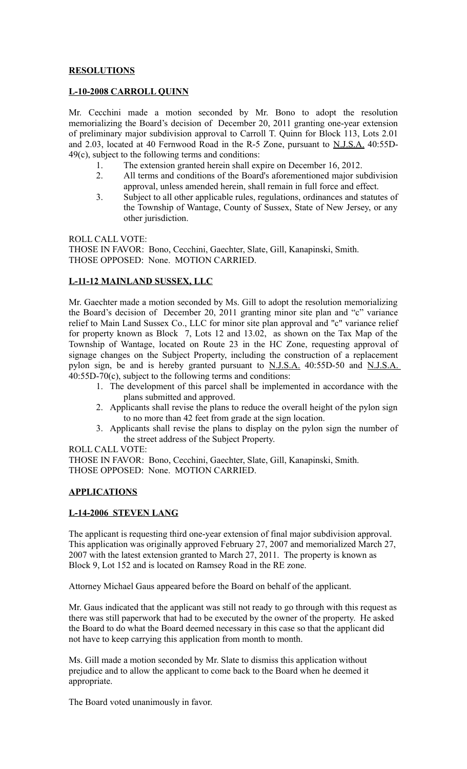## **RESOLUTIONS**

### **L-10-2008 CARROLL QUINN**

Mr. Cecchini made a motion seconded by Mr. Bono to adopt the resolution memorializing the Board's decision of December 20, 2011 granting one-year extension of preliminary major subdivision approval to Carroll T. Quinn for Block 113, Lots 2.01 and 2.03, located at 40 Fernwood Road in the R-5 Zone, pursuant to N.J.S.A. 40:55D-49(c), subject to the following terms and conditions:

1. The extension granted herein shall expire on December 16, 2012.
2. All terms and conditions of the Board's aforementioned major subdivision approval, unless amended herein, shall remain in full force and effect.
3. Subject to all other applicable rules, regulations, ordinances and statutes of the Township of Wantage, County of Sussex, State of New Jersey, or any other jurisdiction.

ROLL CALL VOTE:
THOSE IN FAVOR: Bono, Cecchini, Gaechter, Slate, Gill, Kanapinski, Smith.
THOSE OPPOSED: None. MOTION CARRIED.

### **L-11-12 MAINLAND SUSSEX, LLC**

Mr. Gaechter made a motion seconded by Ms. Gill to adopt the resolution memorializing the Board's decision of December 20, 2011 granting minor site plan and "c" variance relief to Main Land Sussex Co., LLC for minor site plan approval and "c" variance relief for property known as Block 7, Lots 12 and 13.02, as shown on the Tax Map of the Township of Wantage, located on Route 23 in the HC Zone, requesting approval of signage changes on the Subject Property, including the construction of a replacement pylon sign, be and is hereby granted pursuant to N.J.S.A. 40:55D-50 and N.J.S.A. 40:55D-70(c), subject to the following terms and conditions:

1. The development of this parcel shall be implemented in accordance with the plans submitted and approved.
2. Applicants shall revise the plans to reduce the overall height of the pylon sign to no more than 42 feet from grade at the sign location.
3. Applicants shall revise the plans to display on the pylon sign the number of the street address of the Subject Property.

ROLL CALL VOTE:
THOSE IN FAVOR: Bono, Cecchini, Gaechter, Slate, Gill, Kanapinski, Smith.
THOSE OPPOSED: None. MOTION CARRIED.

## **APPLICATIONS**

### **L-14-2006 STEVEN LANG**

The applicant is requesting third one-year extension of final major subdivision approval. This application was originally approved February 27, 2007 and memorialized March 27, 2007 with the latest extension granted to March 27, 2011. The property is known as Block 9, Lot 152 and is located on Ramsey Road in the RE zone.

Attorney Michael Gaus appeared before the Board on behalf of the applicant.

Mr. Gaus indicated that the applicant was still not ready to go through with this request as there was still paperwork that had to be executed by the owner of the property. He asked the Board to do what the Board deemed necessary in this case so that the applicant did not have to keep carrying this application from month to month.

Ms. Gill made a motion seconded by Mr. Slate to dismiss this application without prejudice and to allow the applicant to come back to the Board when he deemed it appropriate.

The Board voted unanimously in favor.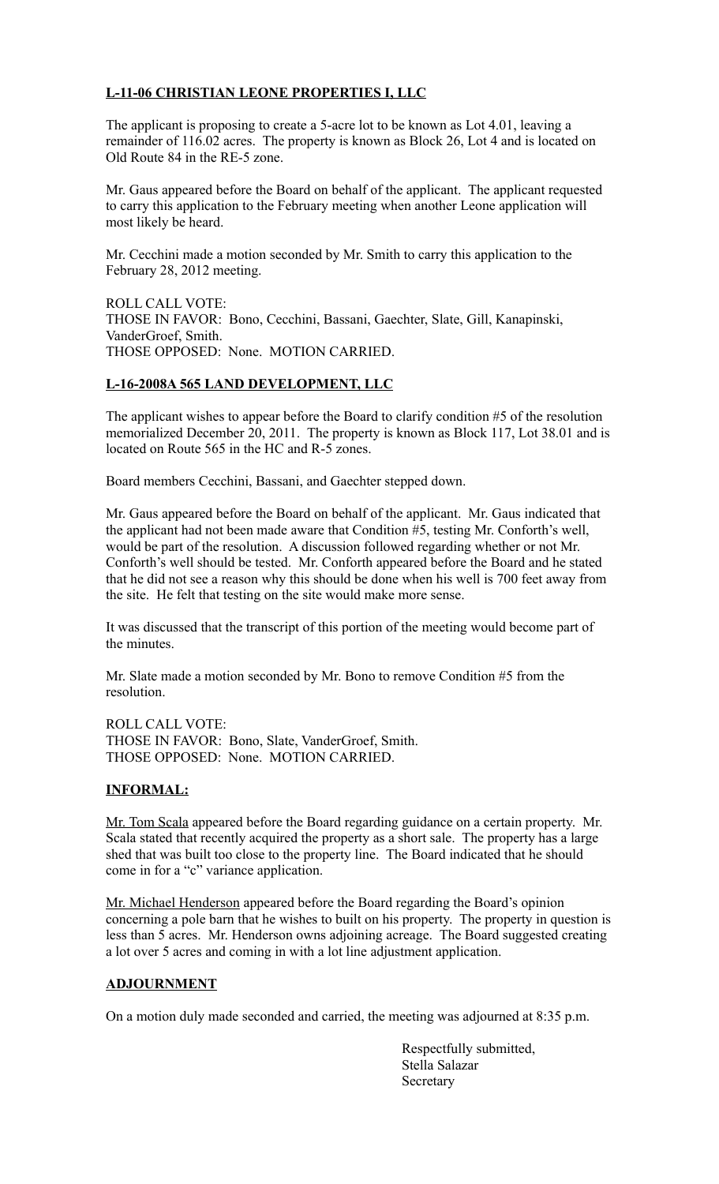**L-11-06 CHRISTIAN LEONE PROPERTIES I, LLC**

The applicant is proposing to create a 5-acre lot to be known as Lot 4.01, leaving a remainder of 116.02 acres. The property is known as Block 26, Lot 4 and is located on Old Route 84 in the RE-5 zone.

Mr. Gaus appeared before the Board on behalf of the applicant. The applicant requested to carry this application to the February meeting when another Leone application will most likely be heard.

Mr. Cecchini made a motion seconded by Mr. Smith to carry this application to the February 28, 2012 meeting.

ROLL CALL VOTE:
THOSE IN FAVOR: Bono, Cecchini, Bassani, Gaechter, Slate, Gill, Kanapinski, VanderGroef, Smith.
THOSE OPPOSED: None. MOTION CARRIED.

**L-16-2008A 565 LAND DEVELOPMENT, LLC**

The applicant wishes to appear before the Board to clarify condition #5 of the resolution memorialized December 20, 2011. The property is known as Block 117, Lot 38.01 and is located on Route 565 in the HC and R-5 zones.

Board members Cecchini, Bassani, and Gaechter stepped down.

Mr. Gaus appeared before the Board on behalf of the applicant. Mr. Gaus indicated that the applicant had not been made aware that Condition #5, testing Mr. Conforth's well, would be part of the resolution. A discussion followed regarding whether or not Mr. Conforth's well should be tested. Mr. Conforth appeared before the Board and he stated that he did not see a reason why this should be done when his well is 700 feet away from the site. He felt that testing on the site would make more sense.

It was discussed that the transcript of this portion of the meeting would become part of the minutes.

Mr. Slate made a motion seconded by Mr. Bono to remove Condition #5 from the resolution.

ROLL CALL VOTE:
THOSE IN FAVOR: Bono, Slate, VanderGroef, Smith.
THOSE OPPOSED: None. MOTION CARRIED.

**INFORMAL:**

Mr. Tom Scala appeared before the Board regarding guidance on a certain property. Mr. Scala stated that recently acquired the property as a short sale. The property has a large shed that was built too close to the property line. The Board indicated that he should come in for a "c" variance application.

Mr. Michael Henderson appeared before the Board regarding the Board's opinion concerning a pole barn that he wishes to built on his property. The property in question is less than 5 acres. Mr. Henderson owns adjoining acreage. The Board suggested creating a lot over 5 acres and coming in with a lot line adjustment application.

**ADJOURNMENT**

On a motion duly made seconded and carried, the meeting was adjourned at 8:35 p.m.

Respectfully submitted,
Stella Salazar
Secretary